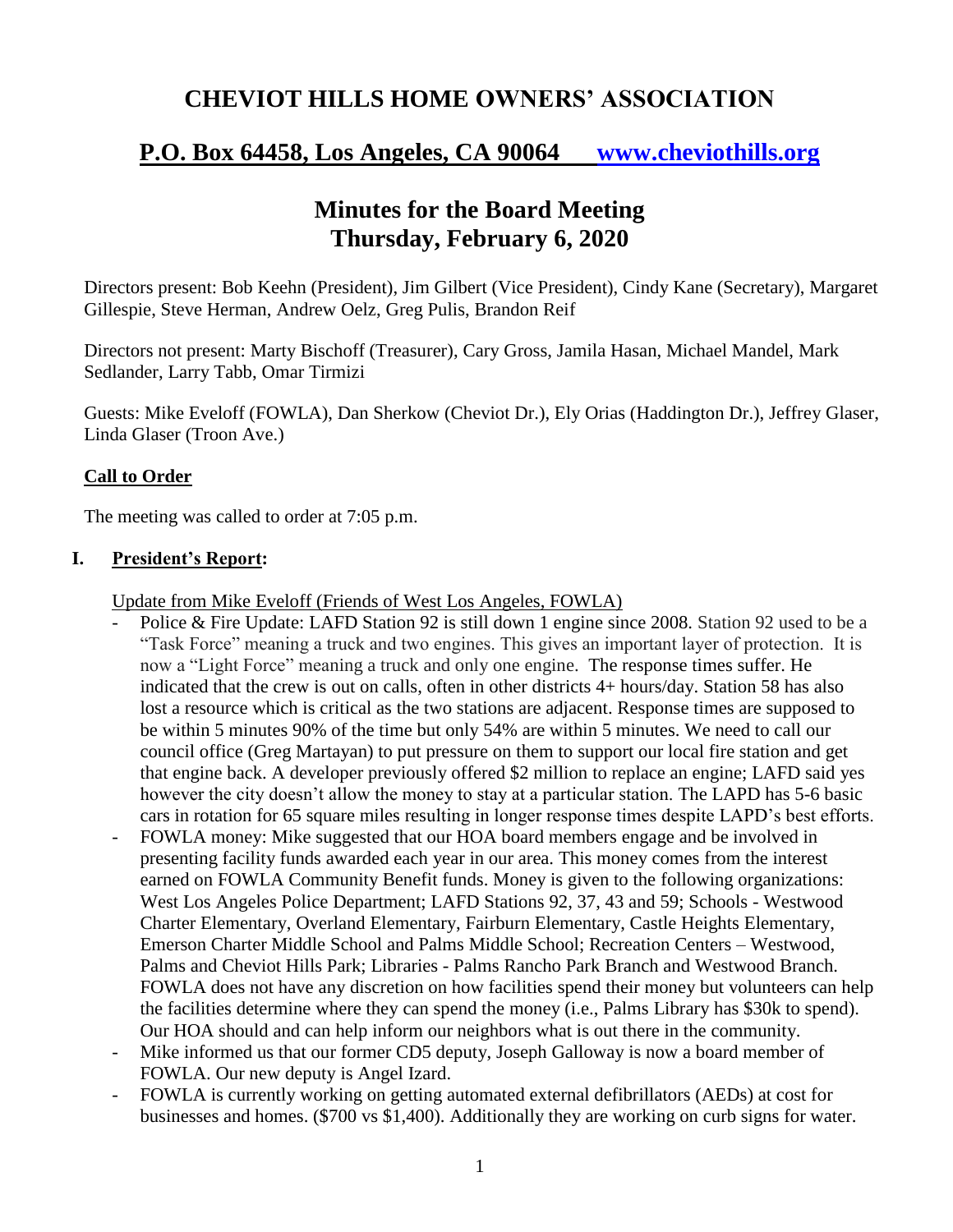# CHEVIOT HILLS HOME OWNERS' ASSOCIATION

## P.O. Box 64458, Los Angeles, CA 90064 [www.cheviothills.org](http://www.cheviothills.org)

## Minutes for the Board Meeting
## Thursday, February 6, 2020

Directors present: Bob Keehn (President), Jim Gilbert (Vice President), Cindy Kane (Secretary), Margaret Gillespie, Steve Herman, Andrew Oelz, Greg Pulis, Brandon Reif

Directors not present: Marty Bischoff (Treasurer), Cary Gross, Jamila Hasan, Michael Mandel, Mark Sedlander, Larry Tabb, Omar Tirmizi

Guests: Mike Eveloff (FOWLA), Dan Sherkow (Cheviot Dr.), Ely Orias (Haddington Dr.), Jeffrey Glaser, Linda Glaser (Troon Ave.)

**Call to Order**

The meeting was called to order at 7:05 p.m.

### I. President's Report:

Update from Mike Eveloff (Friends of West Los Angeles, FOWLA)

- Police & Fire Update: LAFD Station 92 is still down 1 engine since 2008. Station 92 used to be a "Task Force" meaning a truck and two engines. This gives an important layer of protection. It is now a "Light Force" meaning a truck and only one engine. The response times suffer. He indicated that the crew is out on calls, often in other districts 4+ hours/day. Station 58 has also lost a resource which is critical as the two stations are adjacent. Response times are supposed to be within 5 minutes 90% of the time but only 54% are within 5 minutes. We need to call our council office (Greg Martayan) to put pressure on them to support our local fire station and get that engine back. A developer previously offered $2 million to replace an engine; LAFD said yes however the city doesn't allow the money to stay at a particular station. The LAPD has 5-6 basic cars in rotation for 65 square miles resulting in longer response times despite LAPD's best efforts.
- FOWLA money: Mike suggested that our HOA board members engage and be involved in presenting facility funds awarded each year in our area. This money comes from the interest earned on FOWLA Community Benefit funds. Money is given to the following organizations: West Los Angeles Police Department; LAFD Stations 92, 37, 43 and 59; Schools - Westwood Charter Elementary, Overland Elementary, Fairburn Elementary, Castle Heights Elementary, Emerson Charter Middle School and Palms Middle School; Recreation Centers – Westwood, Palms and Cheviot Hills Park; Libraries - Palms Rancho Park Branch and Westwood Branch. FOWLA does not have any discretion on how facilities spend their money but volunteers can help the facilities determine where they can spend the money (i.e., Palms Library has $30k to spend). Our HOA should and can help inform our neighbors what is out there in the community.
- Mike informed us that our former CD5 deputy, Joseph Galloway is now a board member of FOWLA. Our new deputy is Angel Izard.
- FOWLA is currently working on getting automated external defibrillators (AEDs) at cost for businesses and homes. ($700 vs $1,400). Additionally they are working on curb signs for water.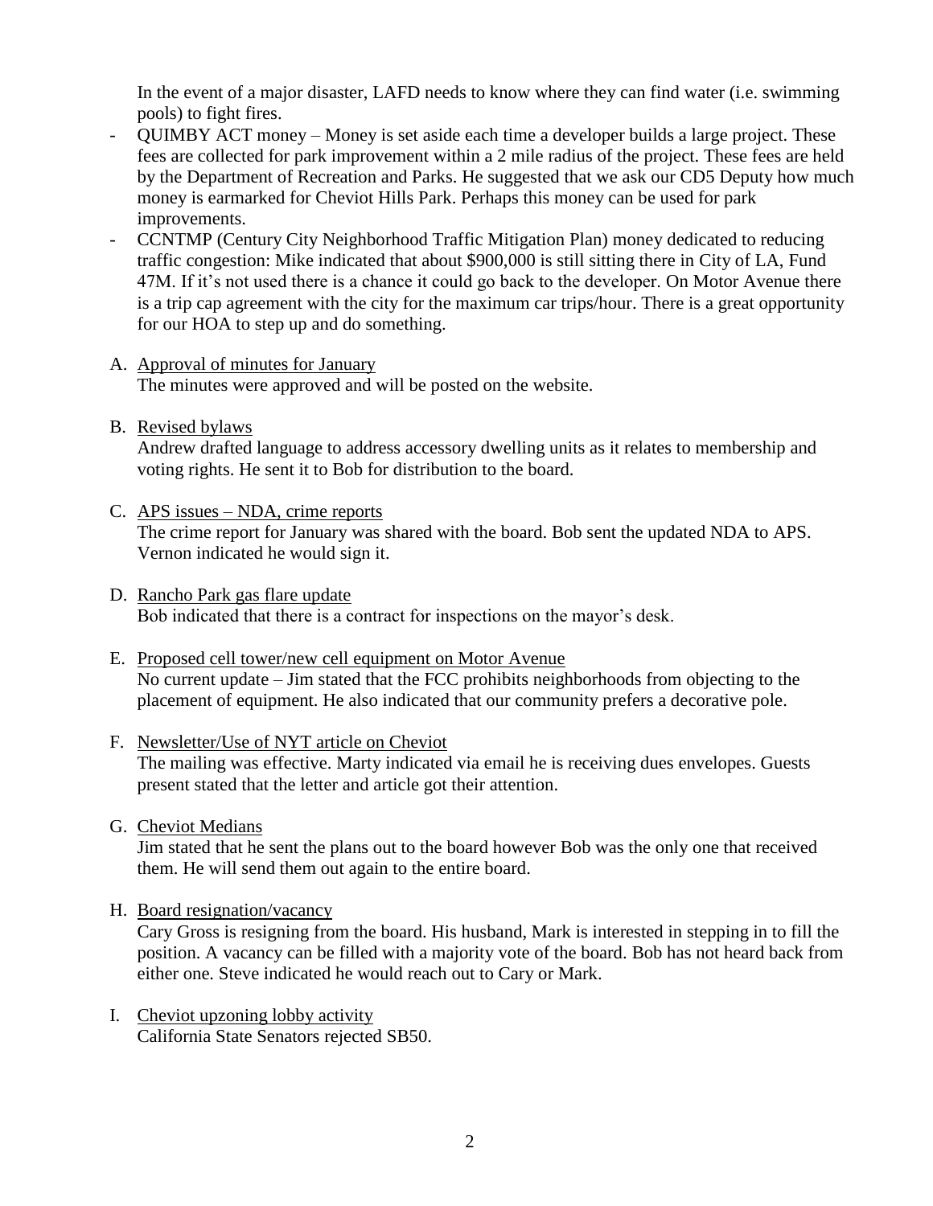In the event of a major disaster, LAFD needs to know where they can find water (i.e. swimming pools) to fight fires.

- QUIMBY ACT money – Money is set aside each time a developer builds a large project. These fees are collected for park improvement within a 2 mile radius of the project. These fees are held by the Department of Recreation and Parks. He suggested that we ask our CD5 Deputy how much money is earmarked for Cheviot Hills Park. Perhaps this money can be used for park improvements.
- CCNTMP (Century City Neighborhood Traffic Mitigation Plan) money dedicated to reducing traffic congestion: Mike indicated that about $900,000 is still sitting there in City of LA, Fund 47M. If it's not used there is a chance it could go back to the developer. On Motor Avenue there is a trip cap agreement with the city for the maximum car trips/hour. There is a great opportunity for our HOA to step up and do something.

A. Approval of minutes for January

The minutes were approved and will be posted on the website.

B. Revised bylaws

Andrew drafted language to address accessory dwelling units as it relates to membership and voting rights. He sent it to Bob for distribution to the board.

C. APS issues – NDA, crime reports

The crime report for January was shared with the board. Bob sent the updated NDA to APS. Vernon indicated he would sign it.

D. Rancho Park gas flare update

Bob indicated that there is a contract for inspections on the mayor's desk.

E. Proposed cell tower/new cell equipment on Motor Avenue

No current update – Jim stated that the FCC prohibits neighborhoods from objecting to the placement of equipment. He also indicated that our community prefers a decorative pole.

F. Newsletter/Use of NYT article on Cheviot

The mailing was effective. Marty indicated via email he is receiving dues envelopes. Guests present stated that the letter and article got their attention.

G. Cheviot Medians

Jim stated that he sent the plans out to the board however Bob was the only one that received them. He will send them out again to the entire board.

H. Board resignation/vacancy

Cary Gross is resigning from the board. His husband, Mark is interested in stepping in to fill the position. A vacancy can be filled with a majority vote of the board. Bob has not heard back from either one. Steve indicated he would reach out to Cary or Mark.

I. Cheviot upzoning lobby activity

California State Senators rejected SB50.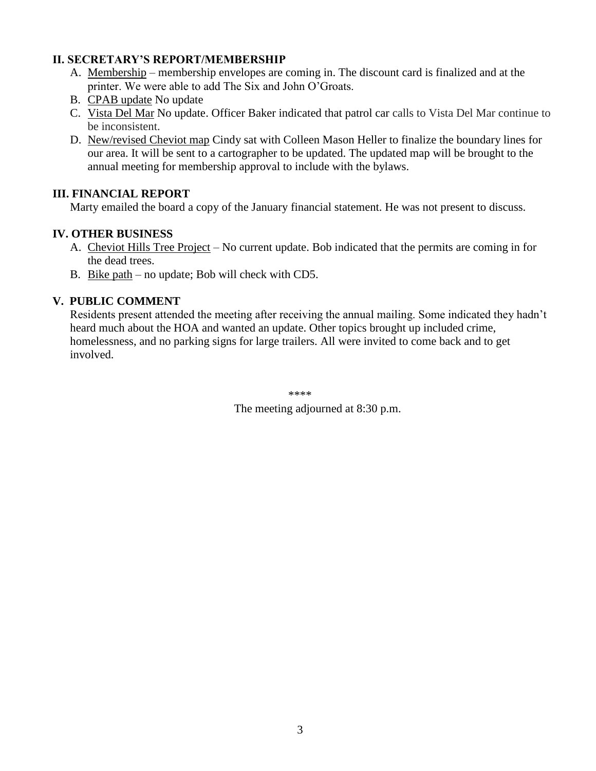## II. SECRETARY'S REPORT/MEMBERSHIP

A. Membership – membership envelopes are coming in. The discount card is finalized and at the printer. We were able to add The Six and John O'Groats.
B. CPAB update No update
C. Vista Del Mar No update. Officer Baker indicated that patrol car calls to Vista Del Mar continue to be inconsistent.
D. New/revised Cheviot map Cindy sat with Colleen Mason Heller to finalize the boundary lines for our area. It will be sent to a cartographer to be updated. The updated map will be brought to the annual meeting for membership approval to include with the bylaws.

## III. FINANCIAL REPORT

Marty emailed the board a copy of the January financial statement. He was not present to discuss.

## IV. OTHER BUSINESS

A. Cheviot Hills Tree Project – No current update. Bob indicated that the permits are coming in for the dead trees.
B. Bike path – no update; Bob will check with CD5.

## V. PUBLIC COMMENT

Residents present attended the meeting after receiving the annual mailing. Some indicated they hadn't heard much about the HOA and wanted an update. Other topics brought up included crime, homelessness, and no parking signs for large trailers. All were invited to come back and to get involved.

\*\*\*\*

The meeting adjourned at 8:30 p.m.